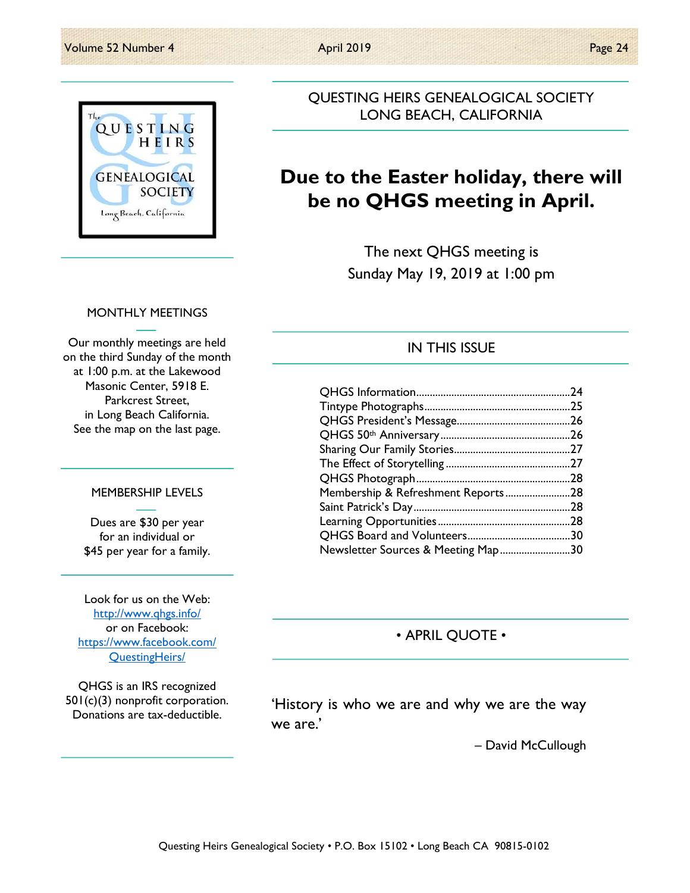# QUESTING HEIRS GENEALOGICAL SOCIETY
## LONG BEACH, CALIFORNIA

## Due to the Easter holiday, there will be no QHGS meeting in April.

The next QHGS meeting is
Sunday May 19, 2019 at 1:00 pm

### IN THIS ISSUE

| | |
|---|---|
| QHGS Information | 24 |
| Tintype Photographs | 25 |
| QHGS President's Message | 26 |
| QHGS 50th Anniversary | 26 |
| Sharing Our Family Stories | 27 |
| The Effect of Storytelling | 27 |
| QHGS Photograph | 28 |
| Membership & Refreshment Reports | 28 |
| Saint Patrick's Day | 28 |
| Learning Opportunities | 28 |
| QHGS Board and Volunteers | 30 |
| Newsletter Sources & Meeting Map | 30 |

### MONTHLY MEETINGS

Our monthly meetings are held on the third Sunday of the month at 1:00 p.m. at the Lakewood Masonic Center, 5918 E. Parkcrest Street, in Long Beach California. See the map on the last page.

### MEMBERSHIP LEVELS

Dues are $30 per year for an individual or $45 per year for a family.

Look for us on the Web:
http://www.qhgs.info/
or on Facebook:
https://www.facebook.com/QuestingHeirs/

QHGS is an IRS recognized 501(c)(3) nonprofit corporation. Donations are tax-deductible.

### • APRIL QUOTE •

'History is who we are and why we are the way we are.'

– David McCullough

Questing Heirs Genealogical Society • P.O. Box 15102 • Long Beach CA 90815-0102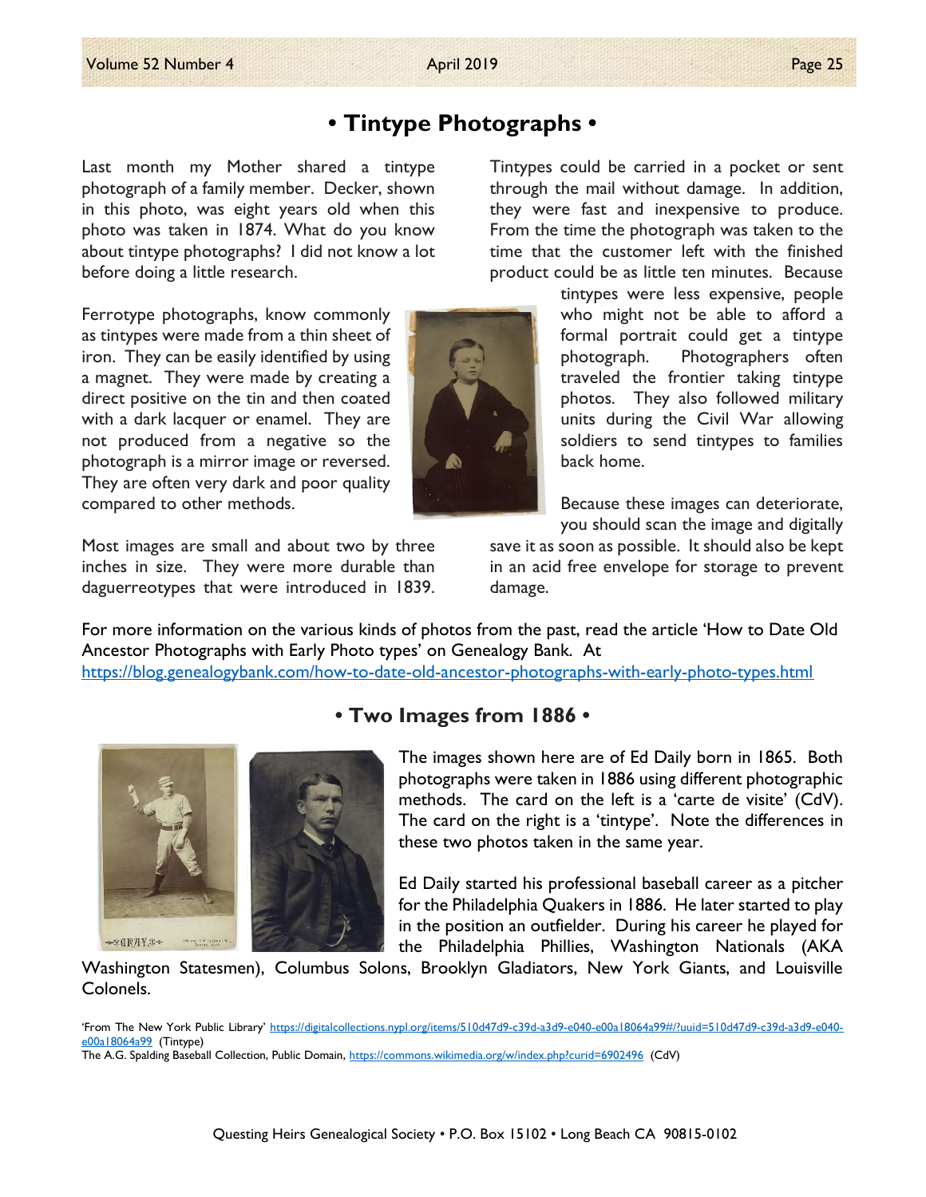## • Tintype Photographs •

Last month my Mother shared a tintype photograph of a family member. Decker, shown in this photo, was eight years old when this photo was taken in 1874. What do you know about tintype photographs? I did not know a lot before doing a little research.

Ferrotype photographs, know commonly as tintypes were made from a thin sheet of iron. They can be easily identified by using a magnet. They were made by creating a direct positive on the tin and then coated with a dark lacquer or enamel. They are not produced from a negative so the photograph is a mirror image or reversed. They are often very dark and poor quality compared to other methods.

Most images are small and about two by three inches in size. They were more durable than daguerreotypes that were introduced in 1839. Tintypes could be carried in a pocket or sent through the mail without damage. In addition, they were fast and inexpensive to produce. From the time the photograph was taken to the time that the customer left with the finished product could be as little ten minutes. Because tintypes were less expensive, people who might not be able to afford a formal portrait could get a tintype photograph. Photographers often traveled the frontier taking tintype photos. They also followed military units during the Civil War allowing soldiers to send tintypes to families back home.

Because these images can deteriorate, you should scan the image and digitally save it as soon as possible. It should also be kept in an acid free envelope for storage to prevent damage.

For more information on the various kinds of photos from the past, read the article 'How to Date Old Ancestor Photographs with Early Photo types' on Genealogy Bank. At https://blog.genealogybank.com/how-to-date-old-ancestor-photographs-with-early-photo-types.html

## • Two Images from 1886 •

The images shown here are of Ed Daily born in 1865. Both photographs were taken in 1886 using different photographic methods. The card on the left is a 'carte de visite' (CdV). The card on the right is a 'tintype'. Note the differences in these two photos taken in the same year.

Ed Daily started his professional baseball career as a pitcher for the Philadelphia Quakers in 1886. He later started to play in the position an outfielder. During his career he played for the Philadelphia Phillies, Washington Nationals (AKA Washington Statesmen), Columbus Solons, Brooklyn Gladiators, New York Giants, and Louisville Colonels.

'From The New York Public Library' https://digitalcollections.nypl.org/items/510d47d9-c39d-a3d9-e040-e00a18064a99#/?uuid=510d47d9-c39d-a3d9-e040-e00a18064a99 (Tintype)
The A.G. Spalding Baseball Collection, Public Domain, https://commons.wikimedia.org/w/index.php?curid=6902496 (CdV)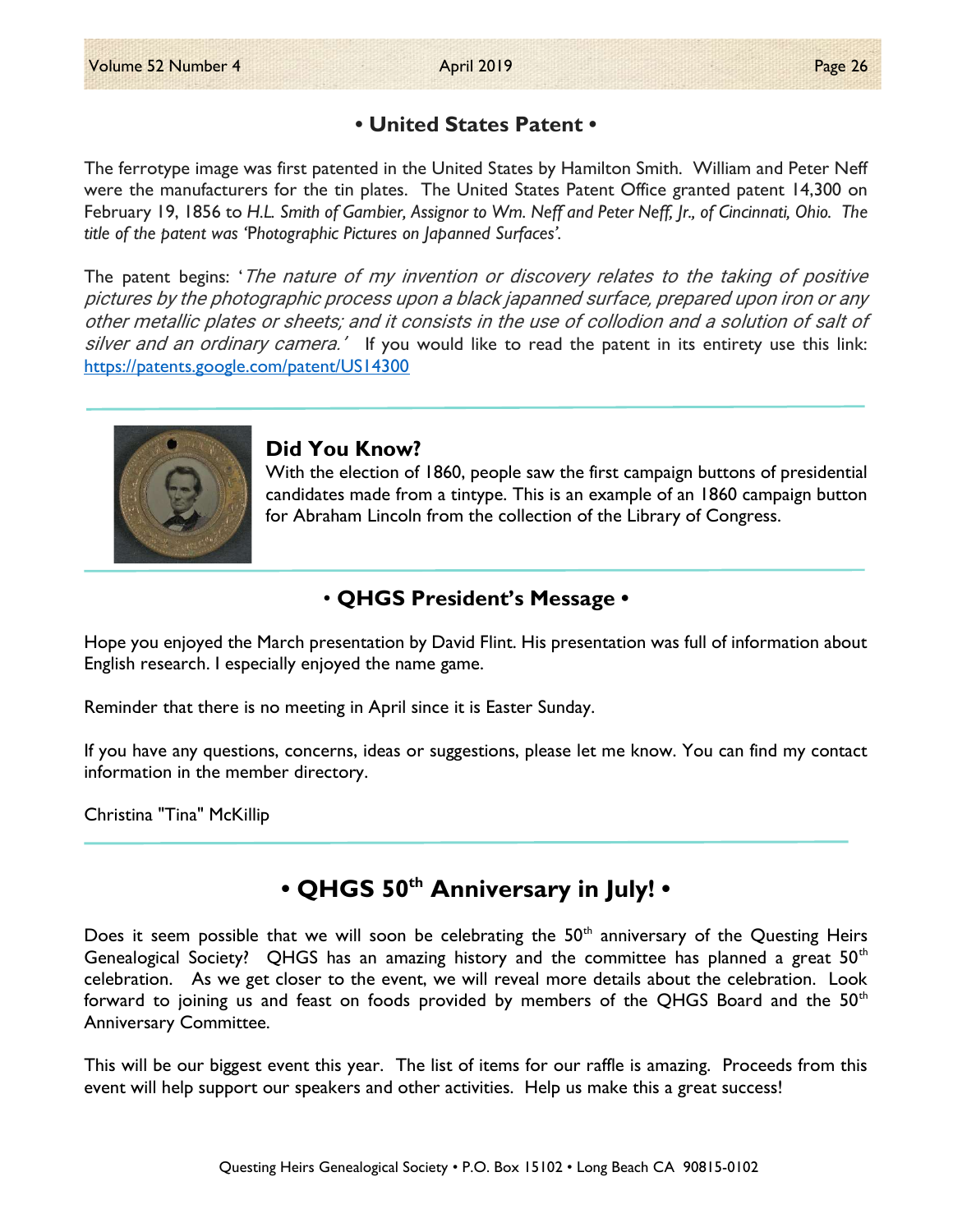## • United States Patent •

The ferrotype image was first patented in the United States by Hamilton Smith. William and Peter Neff were the manufacturers for the tin plates. The United States Patent Office granted patent 14,300 on February 19, 1856 to *H.L. Smith of Gambier, Assignor to Wm. Neff and Peter Neff, Jr., of Cincinnati, Ohio. The title of the patent was 'Photographic Pictures on Japanned Surfaces'.*

The patent begins: '*The nature of my invention or discovery relates to the taking of positive pictures by the photographic process upon a black japanned surface, prepared upon iron or any other metallic plates or sheets; and it consists in the use of collodion and a solution of salt of silver and an ordinary camera.'* If you would like to read the patent in its entirety use this link: https://patents.google.com/patent/US14300

### Did You Know?

With the election of 1860, people saw the first campaign buttons of presidential candidates made from a tintype. This is an example of an 1860 campaign button for Abraham Lincoln from the collection of the Library of Congress.

## • QHGS President's Message •

Hope you enjoyed the March presentation by David Flint. His presentation was full of information about English research. I especially enjoyed the name game.

Reminder that there is no meeting in April since it is Easter Sunday.

If you have any questions, concerns, ideas or suggestions, please let me know. You can find my contact information in the member directory.

Christina "Tina" McKillip

## • QHGS 50th Anniversary in July! •

Does it seem possible that we will soon be celebrating the 50th anniversary of the Questing Heirs Genealogical Society? QHGS has an amazing history and the committee has planned a great 50th celebration. As we get closer to the event, we will reveal more details about the celebration. Look forward to joining us and feast on foods provided by members of the QHGS Board and the 50th Anniversary Committee.

This will be our biggest event this year. The list of items for our raffle is amazing. Proceeds from this event will help support our speakers and other activities. Help us make this a great success!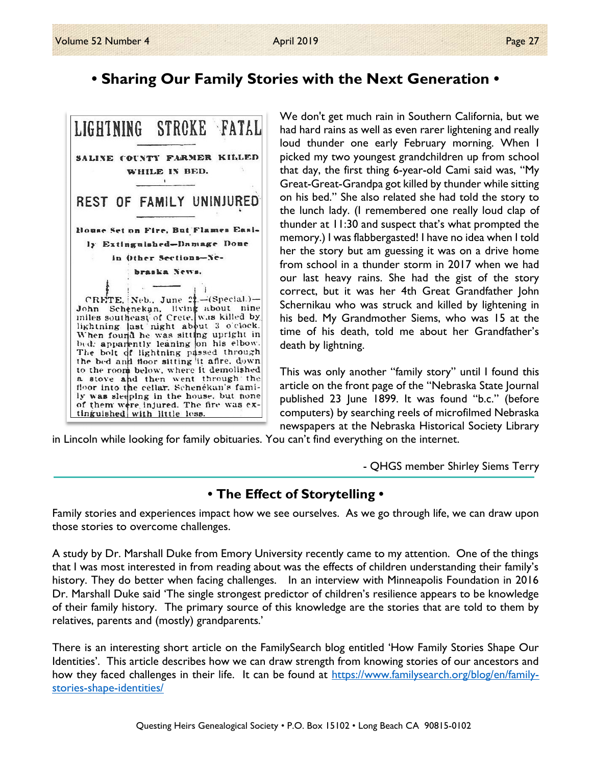# • Sharing Our Family Stories with the Next Generation •

LIGHTNING STROKE FATAL

SALINE COUNTY FARMER KILLED WHILE IN BED.

REST OF FAMILY UNINJURED

House Set on Fire, But Flames Easily Extinguished—Damage Done in Other Sections—Nebraska News.

CRETE, Neb., June 22.—(Special.)—John Schenekan, living about nine miles southeast of Crete, was killed by lightning last night about 3 o'clock. When found he was sitting upright in bed, apparently leaning on his elbow. The bolt of lightning passed through the bed and floor sitting it afire, down to the room below, where it demolished a stove and then went through the floor into the cellar. Schenekan's family was sleeping in the house, but none of them were injured. The fire was extinguished with little loss.

We don't get much rain in Southern California, but we had hard rains as well as even rarer lightening and really loud thunder one early February morning. When I picked my two youngest grandchildren up from school that day, the first thing 6-year-old Cami said was, "My Great-Great-Grandpa got killed by thunder while sitting on his bed." She also related she had told the story to the lunch lady. (I remembered one really loud clap of thunder at 11:30 and suspect that's what prompted the memory.) I was flabbergasted! I have no idea when I told her the story but am guessing it was on a drive home from school in a thunder storm in 2017 when we had our last heavy rains. She had the gist of the story correct, but it was her 4th Great Grandfather John Schernikau who was struck and killed by lightening in his bed. My Grandmother Siems, who was 15 at the time of his death, told me about her Grandfather's death by lightning.

This was only another "family story" until I found this article on the front page of the "Nebraska State Journal published 23 June 1899. It was found "b.c." (before computers) by searching reels of microfilmed Nebraska newspapers at the Nebraska Historical Society Library in Lincoln while looking for family obituaries. You can't find everything on the internet.

- QHGS member Shirley Siems Terry

# • The Effect of Storytelling •

Family stories and experiences impact how we see ourselves. As we go through life, we can draw upon those stories to overcome challenges.

A study by Dr. Marshall Duke from Emory University recently came to my attention. One of the things that I was most interested in from reading about was the effects of children understanding their family's history. They do better when facing challenges. In an interview with Minneapolis Foundation in 2016 Dr. Marshall Duke said 'The single strongest predictor of children's resilience appears to be knowledge of their family history. The primary source of this knowledge are the stories that are told to them by relatives, parents and (mostly) grandparents.'

There is an interesting short article on the FamilySearch blog entitled 'How Family Stories Shape Our Identities'. This article describes how we can draw strength from knowing stories of our ancestors and how they faced challenges in their life. It can be found at https://www.familysearch.org/blog/en/family-stories-shape-identities/

Questing Heirs Genealogical Society • P.O. Box 15102 • Long Beach CA 90815-0102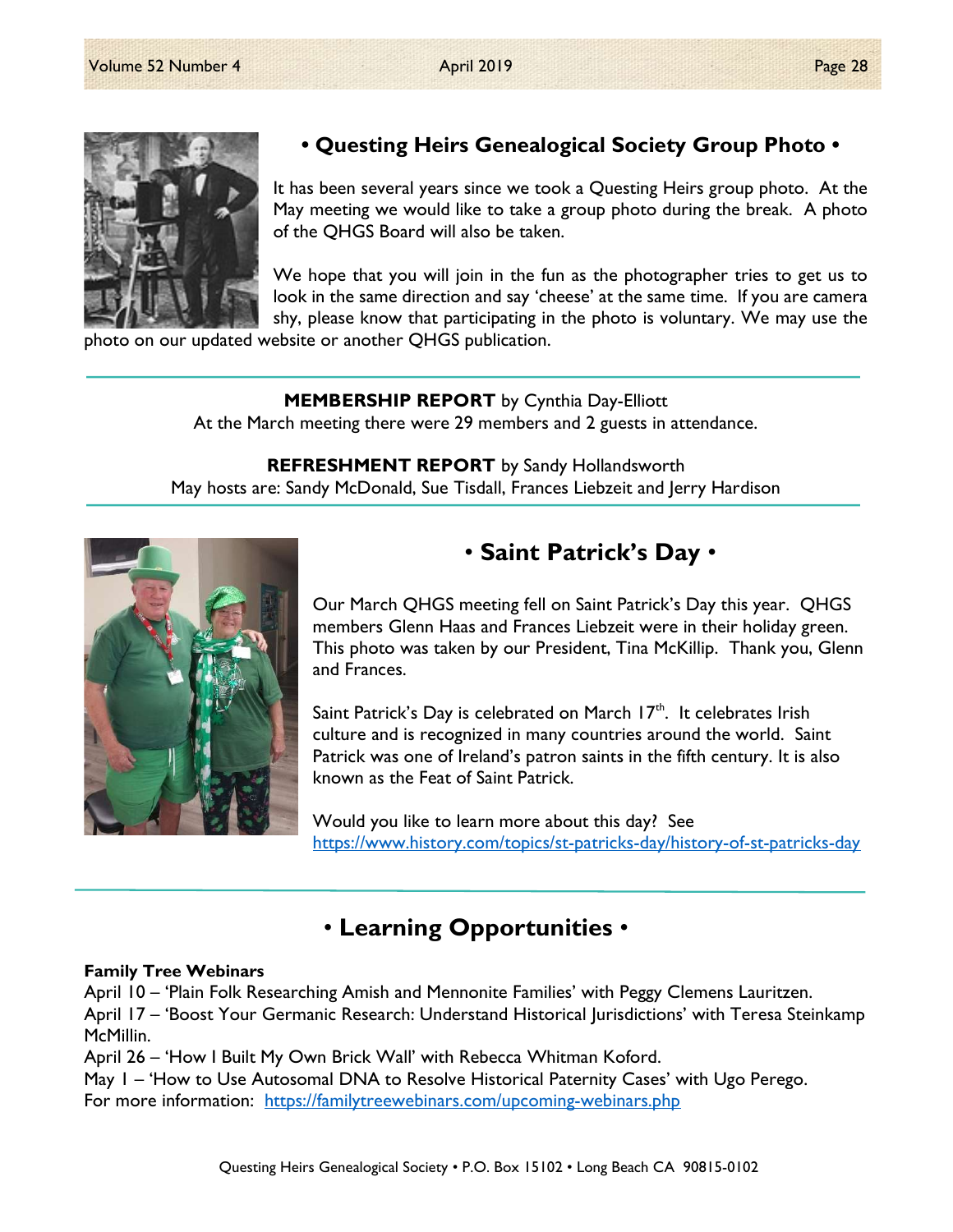## • Questing Heirs Genealogical Society Group Photo •

It has been several years since we took a Questing Heirs group photo. At the May meeting we would like to take a group photo during the break. A photo of the QHGS Board will also be taken.

We hope that you will join in the fun as the photographer tries to get us to look in the same direction and say 'cheese' at the same time. If you are camera shy, please know that participating in the photo is voluntary. We may use the photo on our updated website or another QHGS publication.

---

**MEMBERSHIP REPORT** by Cynthia Day-Elliott
At the March meeting there were 29 members and 2 guests in attendance.

**REFRESHMENT REPORT** by Sandy Hollandsworth
May hosts are: Sandy McDonald, Sue Tisdall, Frances Liebzeit and Jerry Hardison

---

## • Saint Patrick's Day •

Our March QHGS meeting fell on Saint Patrick's Day this year. QHGS members Glenn Haas and Frances Liebzeit were in their holiday green. This photo was taken by our President, Tina McKillip. Thank you, Glenn and Frances.

Saint Patrick's Day is celebrated on March 17th. It celebrates Irish culture and is recognized in many countries around the world. Saint Patrick was one of Ireland's patron saints in the fifth century. It is also known as the Feat of Saint Patrick.

Would you like to learn more about this day? See https://www.history.com/topics/st-patricks-day/history-of-st-patricks-day

---

## • Learning Opportunities •

**Family Tree Webinars**
April 10 – 'Plain Folk Researching Amish and Mennonite Families' with Peggy Clemens Lauritzen.
April 17 – 'Boost Your Germanic Research: Understand Historical Jurisdictions' with Teresa Steinkamp McMillin.
April 26 – 'How I Built My Own Brick Wall' with Rebecca Whitman Koford.
May 1 – 'How to Use Autosomal DNA to Resolve Historical Paternity Cases' with Ugo Perego.
For more information: https://familytreewebinars.com/upcoming-webinars.php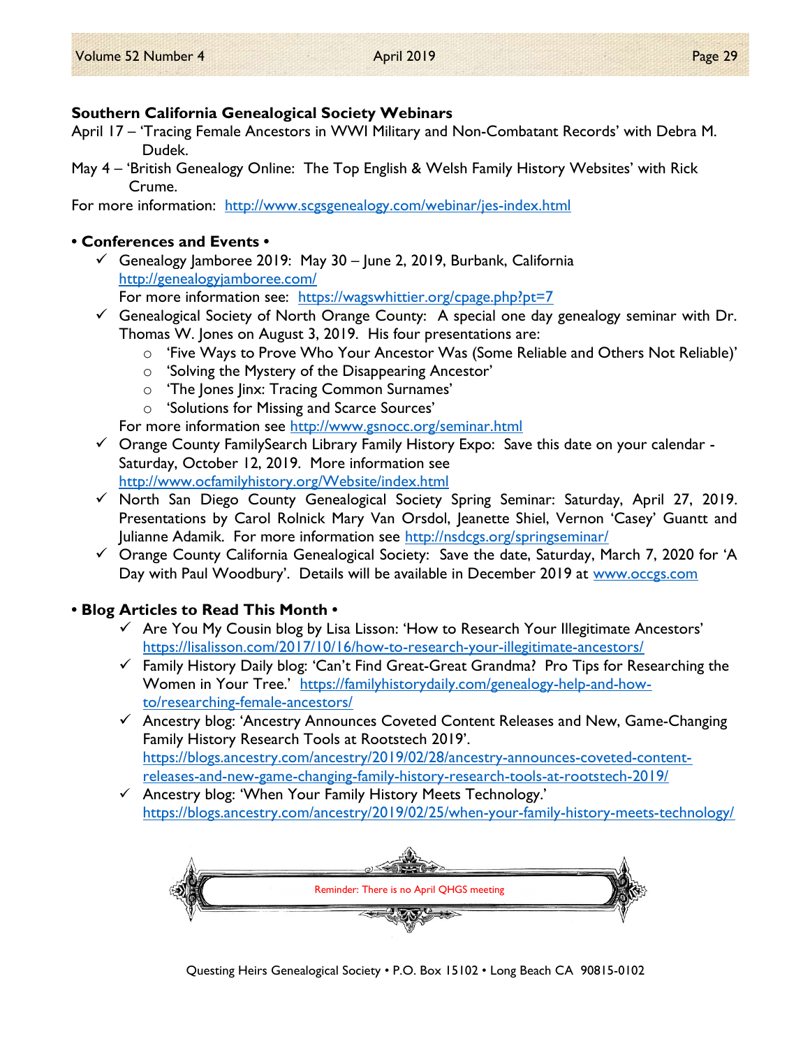### Southern California Genealogical Society Webinars

April 17 – 'Tracing Female Ancestors in WWI Military and Non-Combatant Records' with Debra M. Dudek.

May 4 – 'British Genealogy Online: The Top English & Welsh Family History Websites' with Rick Crume.

For more information: http://www.scgsgenealogy.com/webinar/jes-index.html

### • Conferences and Events •

- ✓ Genealogy Jamboree 2019: May 30 – June 2, 2019, Burbank, California http://genealogyjamboree.com/
  For more information see: https://wagswhittier.org/cpage.php?pt=7
- ✓ Genealogical Society of North Orange County: A special one day genealogy seminar with Dr. Thomas W. Jones on August 3, 2019. His four presentations are:
  - 'Five Ways to Prove Who Your Ancestor Was (Some Reliable and Others Not Reliable)'
  - 'Solving the Mystery of the Disappearing Ancestor'
  - 'The Jones Jinx: Tracing Common Surnames'
  - 'Solutions for Missing and Scarce Sources'

  For more information see http://www.gsnocc.org/seminar.html
- ✓ Orange County FamilySearch Library Family History Expo: Save this date on your calendar - Saturday, October 12, 2019. More information see http://www.ocfamilyhistory.org/Website/index.html
- ✓ North San Diego County Genealogical Society Spring Seminar: Saturday, April 27, 2019. Presentations by Carol Rolnick Mary Van Orsdol, Jeanette Shiel, Vernon 'Casey' Guantt and Julianne Adamik. For more information see http://nsdcgs.org/springseminar/
- ✓ Orange County California Genealogical Society: Save the date, Saturday, March 7, 2020 for 'A Day with Paul Woodbury'. Details will be available in December 2019 at www.occgs.com

### • Blog Articles to Read This Month •

- ✓ Are You My Cousin blog by Lisa Lisson: 'How to Research Your Illegitimate Ancestors' https://lisalisson.com/2017/10/16/how-to-research-your-illegitimate-ancestors/
- ✓ Family History Daily blog: 'Can't Find Great-Great Grandma? Pro Tips for Researching the Women in Your Tree.' https://familyhistorydaily.com/genealogy-help-and-how-to/researching-female-ancestors/
- ✓ Ancestry blog: 'Ancestry Announces Coveted Content Releases and New, Game-Changing Family History Research Tools at Rootstech 2019'. https://blogs.ancestry.com/ancestry/2019/02/28/ancestry-announces-coveted-content-releases-and-new-game-changing-family-history-research-tools-at-rootstech-2019/
- ✓ Ancestry blog: 'When Your Family History Meets Technology.' https://blogs.ancestry.com/ancestry/2019/02/25/when-your-family-history-meets-technology/

Reminder: There is no April QHGS meeting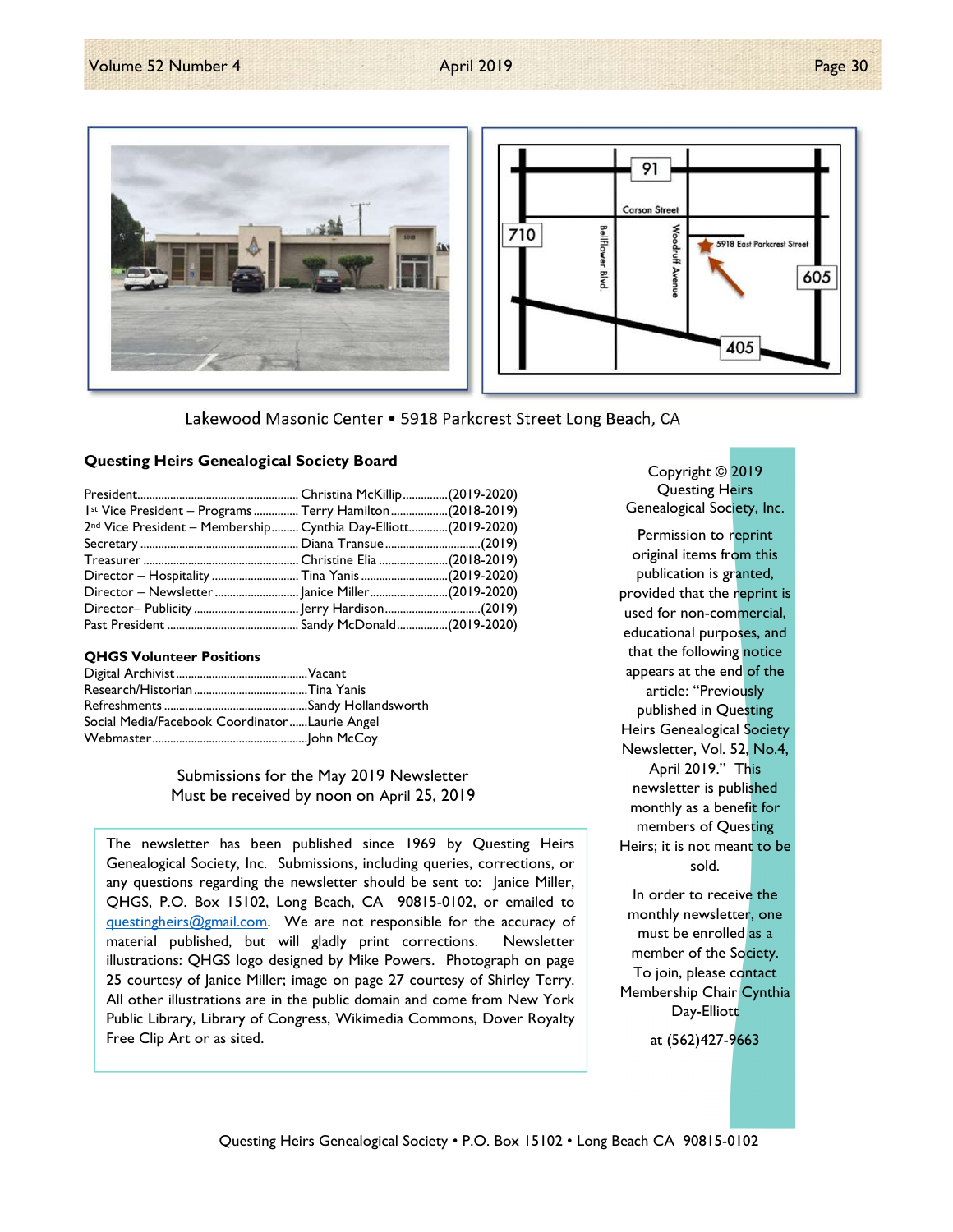Lakewood Masonic Center • 5918 Parkcrest Street Long Beach, CA

### Questing Heirs Genealogical Society Board

| | | |
|---|---|---|
| President | Christina McKillip | (2019-2020) |
| 1st Vice President – Programs | Terry Hamilton | (2018-2019) |
| 2nd Vice President – Membership | Cynthia Day-Elliott | (2019-2020) |
| Secretary | Diana Transue | (2019) |
| Treasurer | Christine Elia | (2018-2019) |
| Director – Hospitality | Tina Yanis | (2019-2020) |
| Director – Newsletter | Janice Miller | (2019-2020) |
| Director– Publicity | Jerry Hardison | (2019) |
| Past President | Sandy McDonald | (2019-2020) |

### QHGS Volunteer Positions

| | |
|---|---|
| Digital Archivist | Vacant |
| Research/Historian | Tina Yanis |
| Refreshments | Sandy Hollandsworth |
| Social Media/Facebook Coordinator | Laurie Angel |
| Webmaster | John McCoy |

Submissions for the May 2019 Newsletter
Must be received by noon on April 25, 2019

The newsletter has been published since 1969 by Questing Heirs Genealogical Society, Inc. Submissions, including queries, corrections, or any questions regarding the newsletter should be sent to: Janice Miller, QHGS, P.O. Box 15102, Long Beach, CA 90815-0102, or emailed to questingheirs@gmail.com. We are not responsible for the accuracy of material published, but will gladly print corrections. Newsletter illustrations: QHGS logo designed by Mike Powers. Photograph on page 25 courtesy of Janice Miller; image on page 27 courtesy of Shirley Terry. All other illustrations are in the public domain and come from New York Public Library, Library of Congress, Wikimedia Commons, Dover Royalty Free Clip Art or as sited.

Copyright © 2019 Questing Heirs Genealogical Society, Inc.

Permission to reprint original items from this publication is granted, provided that the reprint is used for non-commercial, educational purposes, and that the following notice appears at the end of the article: "Previously published in Questing Heirs Genealogical Society Newsletter, Vol. 52, No.4, April 2019." This newsletter is published monthly as a benefit for members of Questing Heirs; it is not meant to be sold.

In order to receive the monthly newsletter, one must be enrolled as a member of the Society. To join, please contact Membership Chair Cynthia Day-Elliott

at (562)427-9663

Questing Heirs Genealogical Society • P.O. Box 15102 • Long Beach CA 90815-0102